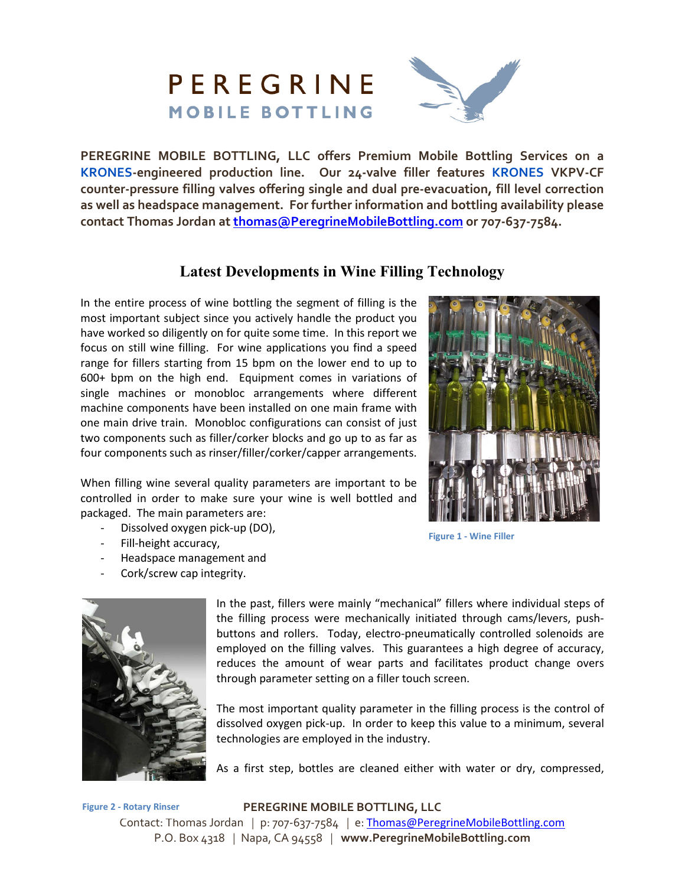# PEREGRINE
## MOBILE BOTTLING

**PEREGRINE MOBILE BOTTLING, LLC offers Premium Mobile Bottling Services on a KRONES-engineered production line. Our 24-valve filler features KRONES VKPV-CF counter-pressure filling valves offering single and dual pre-evacuation, fill level correction as well as headspace management. For further information and bottling availability please contact Thomas Jordan at [thomas@PeregrineMobileBottling.com](mailto:thomas@PeregrineMobileBottling.com) or 707-637-7584.**

## Latest Developments in Wine Filling Technology

In the entire process of wine bottling the segment of filling is the most important subject since you actively handle the product you have worked so diligently on for quite some time. In this report we focus on still wine filling. For wine applications you find a speed range for fillers starting from 15 bpm on the lower end to up to 600+ bpm on the high end. Equipment comes in variations of single machines or monobloc arrangements where different machine components have been installed on one main frame with one main drive train. Monobloc configurations can consist of just two components such as filler/corker blocks and go up to as far as four components such as rinser/filler/corker/capper arrangements.

Figure 1 - Wine Filler

When filling wine several quality parameters are important to be controlled in order to make sure your wine is well bottled and packaged. The main parameters are:

- Dissolved oxygen pick-up (DO),
- Fill-height accuracy,
- Headspace management and
- Cork/screw cap integrity.

In the past, fillers were mainly "mechanical" fillers where individual steps of the filling process were mechanically initiated through cams/levers, push-buttons and rollers. Today, electro-pneumatically controlled solenoids are employed on the filling valves. This guarantees a high degree of accuracy, reduces the amount of wear parts and facilitates product change overs through parameter setting on a filler touch screen.

The most important quality parameter in the filling process is the control of dissolved oxygen pick-up. In order to keep this value to a minimum, several technologies are employed in the industry.

As a first step, bottles are cleaned either with water or dry, compressed,

Figure 2 - Rotary Rinser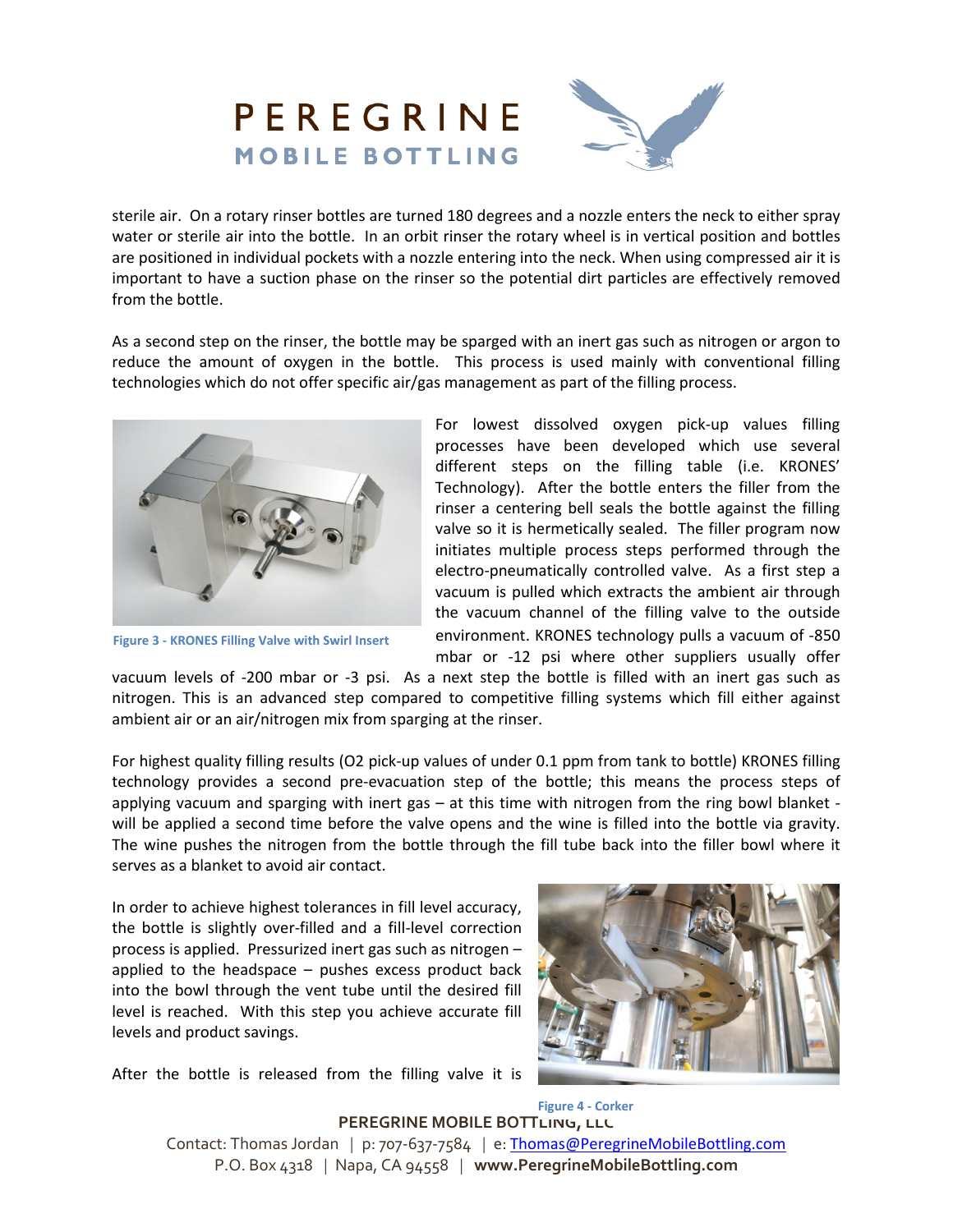sterile air. On a rotary rinser bottles are turned 180 degrees and a nozzle enters the neck to either spray water or sterile air into the bottle. In an orbit rinser the rotary wheel is in vertical position and bottles are positioned in individual pockets with a nozzle entering into the neck. When using compressed air it is important to have a suction phase on the rinser so the potential dirt particles are effectively removed from the bottle.

As a second step on the rinser, the bottle may be sparged with an inert gas such as nitrogen or argon to reduce the amount of oxygen in the bottle. This process is used mainly with conventional filling technologies which do not offer specific air/gas management as part of the filling process.

Figure 3 - KRONES Filling Valve with Swirl Insert

For lowest dissolved oxygen pick-up values filling processes have been developed which use several different steps on the filling table (i.e. KRONES' Technology). After the bottle enters the filler from the rinser a centering bell seals the bottle against the filling valve so it is hermetically sealed. The filler program now initiates multiple process steps performed through the electro-pneumatically controlled valve. As a first step a vacuum is pulled which extracts the ambient air through the vacuum channel of the filling valve to the outside environment. KRONES technology pulls a vacuum of -850 mbar or -12 psi where other suppliers usually offer vacuum levels of -200 mbar or -3 psi. As a next step the bottle is filled with an inert gas such as nitrogen. This is an advanced step compared to competitive filling systems which fill either against ambient air or an air/nitrogen mix from sparging at the rinser.

For highest quality filling results (O2 pick-up values of under 0.1 ppm from tank to bottle) KRONES filling technology provides a second pre-evacuation step of the bottle; this means the process steps of applying vacuum and sparging with inert gas – at this time with nitrogen from the ring bowl blanket - will be applied a second time before the valve opens and the wine is filled into the bottle via gravity. The wine pushes the nitrogen from the bottle through the fill tube back into the filler bowl where it serves as a blanket to avoid air contact.

In order to achieve highest tolerances in fill level accuracy, the bottle is slightly over-filled and a fill-level correction process is applied. Pressurized inert gas such as nitrogen – applied to the headspace – pushes excess product back into the bowl through the vent tube until the desired fill level is reached. With this step you achieve accurate fill levels and product savings.

Figure 4 - Corker

After the bottle is released from the filling valve it is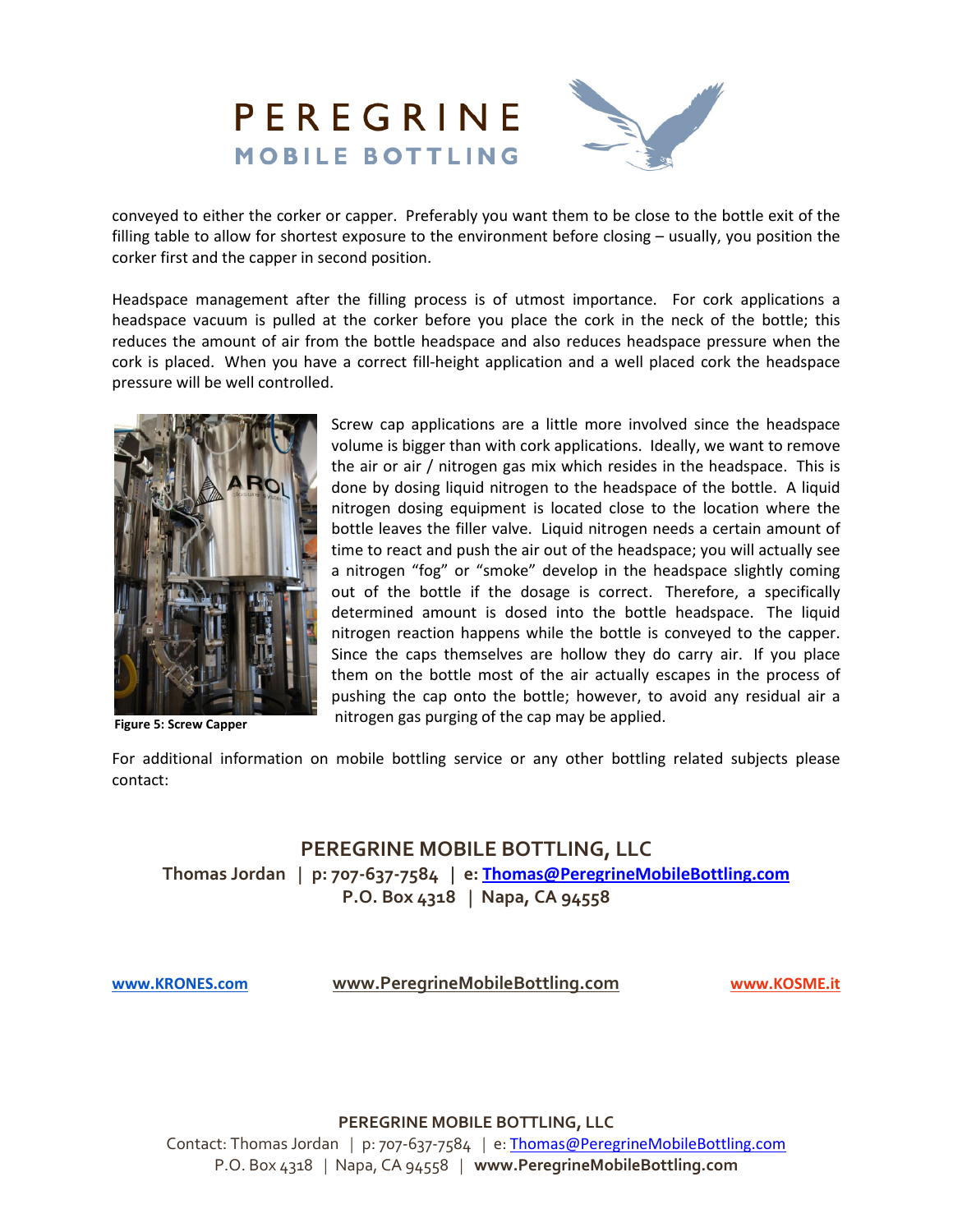conveyed to either the corker or capper. Preferably you want them to be close to the bottle exit of the filling table to allow for shortest exposure to the environment before closing – usually, you position the corker first and the capper in second position.

Headspace management after the filling process is of utmost importance. For cork applications a headspace vacuum is pulled at the corker before you place the cork in the neck of the bottle; this reduces the amount of air from the bottle headspace and also reduces headspace pressure when the cork is placed. When you have a correct fill-height application and a well placed cork the headspace pressure will be well controlled.

**Figure 5: Screw Capper**

Screw cap applications are a little more involved since the headspace volume is bigger than with cork applications. Ideally, we want to remove the air or air / nitrogen gas mix which resides in the headspace. This is done by dosing liquid nitrogen to the headspace of the bottle. A liquid nitrogen dosing equipment is located close to the location where the bottle leaves the filler valve. Liquid nitrogen needs a certain amount of time to react and push the air out of the headspace; you will actually see a nitrogen "fog" or "smoke" develop in the headspace slightly coming out of the bottle if the dosage is correct. Therefore, a specifically determined amount is dosed into the bottle headspace. The liquid nitrogen reaction happens while the bottle is conveyed to the capper. Since the caps themselves are hollow they do carry air. If you place them on the bottle most of the air actually escapes in the process of pushing the cap onto the bottle; however, to avoid any residual air a nitrogen gas purging of the cap may be applied.

For additional information on mobile bottling service or any other bottling related subjects please contact:

**PEREGRINE MOBILE BOTTLING, LLC**

**Thomas Jordan | p: 707-637-7584 | e: Thomas@PeregrineMobileBottling.com**

**P.O. Box 4318 | Napa, CA 94558**

**www.KRONES.com** **www.PeregrineMobileBottling.com** **www.KOSME.it**